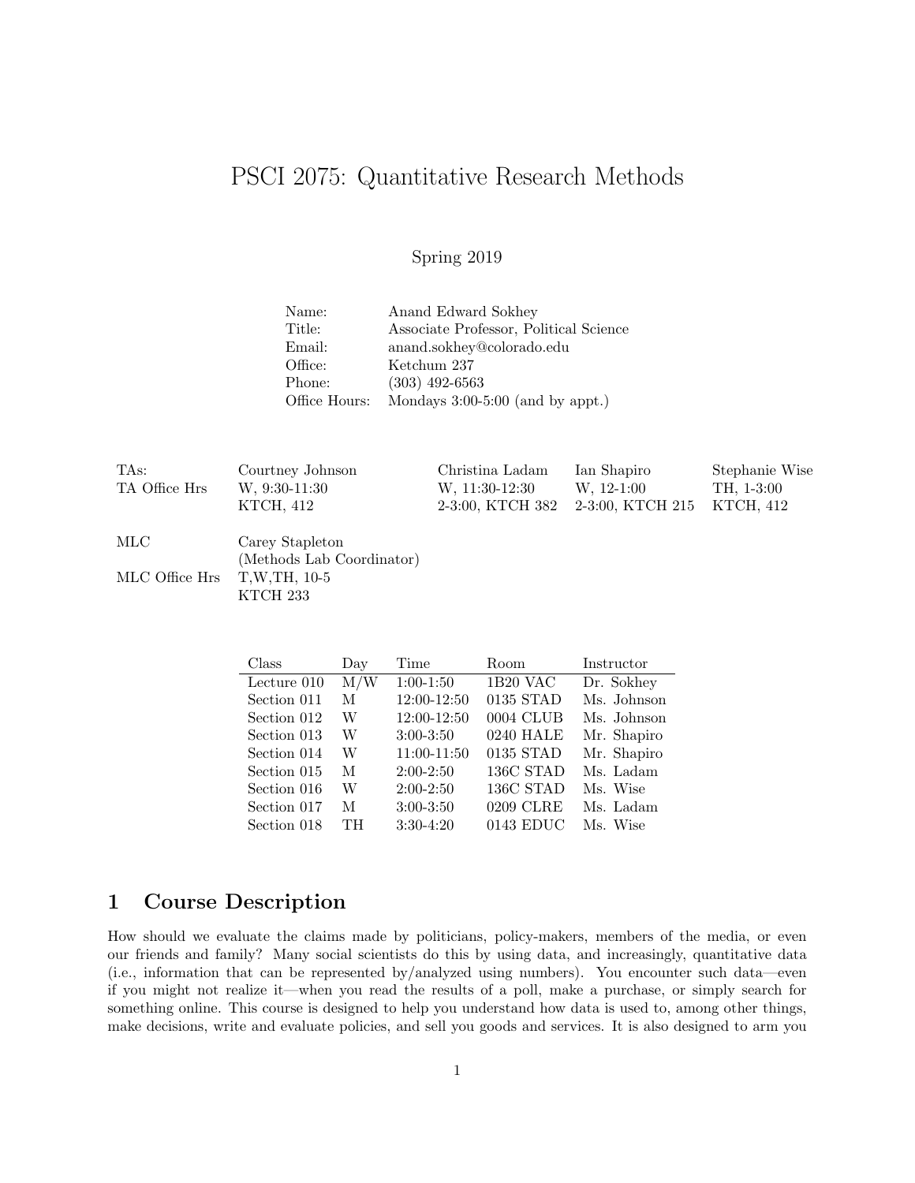# PSCI 2075: Quantitative Research Methods

Spring 2019

| | |
|---|---|
| Name: | Anand Edward Sokhey |
| Title: | Associate Professor, Political Science |
| Email: | anand.sokhey@colorado.edu |
| Office: | Ketchum 237 |
| Phone: | (303) 492-6563 |
| Office Hours: | Mondays 3:00-5:00 (and by appt.) |

| TAs: | Courtney Johnson | Christina Ladam | Ian Shapiro | Stephanie Wise |
|---|---|---|---|---|
| TA Office Hrs | W, 9:30-11:30 KTCH, 412 | W, 11:30-12:30 2-3:00, KTCH 382 | W, 12-1:00 2-3:00, KTCH 215 | TH, 1-3:00 KTCH, 412 |

| | |
|---|---|
| MLC | Carey Stapleton (Methods Lab Coordinator) |
| MLC Office Hrs | T,W,TH, 10-5 KTCH 233 |

| Class | Day | Time | Room | Instructor |
|---|---|---|---|---|
| Lecture 010 | M/W | 1:00-1:50 | 1B20 VAC | Dr. Sokhey |
| Section 011 | M | 12:00-12:50 | 0135 STAD | Ms. Johnson |
| Section 012 | W | 12:00-12:50 | 0004 CLUB | Ms. Johnson |
| Section 013 | W | 3:00-3:50 | 0240 HALE | Mr. Shapiro |
| Section 014 | W | 11:00-11:50 | 0135 STAD | Mr. Shapiro |
| Section 015 | M | 2:00-2:50 | 136C STAD | Ms. Ladam |
| Section 016 | W | 2:00-2:50 | 136C STAD | Ms. Wise |
| Section 017 | M | 3:00-3:50 | 0209 CLRE | Ms. Ladam |
| Section 018 | TH | 3:30-4:20 | 0143 EDUC | Ms. Wise |

## 1 Course Description

How should we evaluate the claims made by politicians, policy-makers, members of the media, or even our friends and family? Many social scientists do this by using data, and increasingly, quantitative data (i.e., information that can be represented by/analyzed using numbers). You encounter such data—even if you might not realize it—when you read the results of a poll, make a purchase, or simply search for something online. This course is designed to help you understand how data is used to, among other things, make decisions, write and evaluate policies, and sell you goods and services. It is also designed to arm you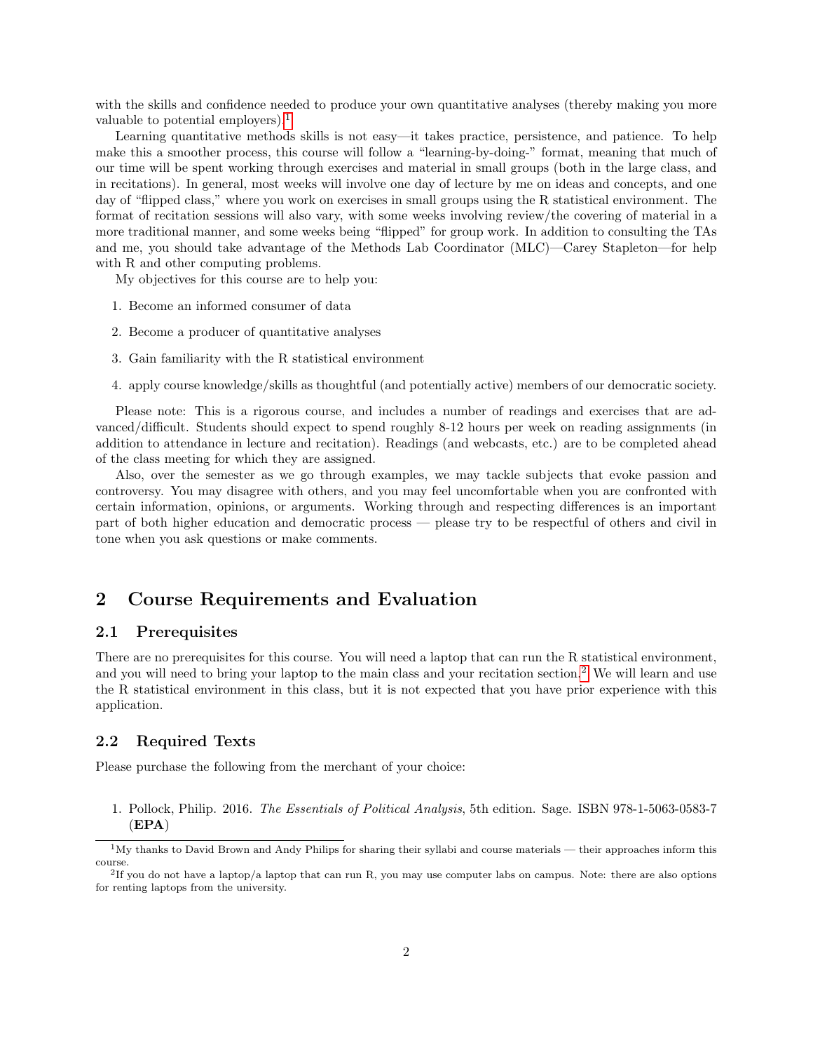with the skills and confidence needed to produce your own quantitative analyses (thereby making you more valuable to potential employers).[1]

Learning quantitative methods skills is not easy—it takes practice, persistence, and patience. To help make this a smoother process, this course will follow a "learning-by-doing-" format, meaning that much of our time will be spent working through exercises and material in small groups (both in the large class, and in recitations). In general, most weeks will involve one day of lecture by me on ideas and concepts, and one day of "flipped class," where you work on exercises in small groups using the R statistical environment. The format of recitation sessions will also vary, with some weeks involving review/the covering of material in a more traditional manner, and some weeks being "flipped" for group work. In addition to consulting the TAs and me, you should take advantage of the Methods Lab Coordinator (MLC)—Carey Stapleton—for help with R and other computing problems.

My objectives for this course are to help you:

1. Become an informed consumer of data
2. Become a producer of quantitative analyses
3. Gain familiarity with the R statistical environment
4. apply course knowledge/skills as thoughtful (and potentially active) members of our democratic society.

Please note: This is a rigorous course, and includes a number of readings and exercises that are advanced/difficult. Students should expect to spend roughly 8-12 hours per week on reading assignments (in addition to attendance in lecture and recitation). Readings (and webcasts, etc.) are to be completed ahead of the class meeting for which they are assigned.

Also, over the semester as we go through examples, we may tackle subjects that evoke passion and controversy. You may disagree with others, and you may feel uncomfortable when you are confronted with certain information, opinions, or arguments. Working through and respecting differences is an important part of both higher education and democratic process — please try to be respectful of others and civil in tone when you ask questions or make comments.

## 2 Course Requirements and Evaluation

### 2.1 Prerequisites

There are no prerequisites for this course. You will need a laptop that can run the R statistical environment, and you will need to bring your laptop to the main class and your recitation section.[2] We will learn and use the R statistical environment in this class, but it is not expected that you have prior experience with this application.

### 2.2 Required Texts

Please purchase the following from the merchant of your choice:

1. Pollock, Philip. 2016. *The Essentials of Political Analysis*, 5th edition. Sage. ISBN 978-1-5063-0583-7 (**EPA**)

[1] My thanks to David Brown and Andy Philips for sharing their syllabi and course materials — their approaches inform this course.

[2] If you do not have a laptop/a laptop that can run R, you may use computer labs on campus. Note: there are also options for renting laptops from the university.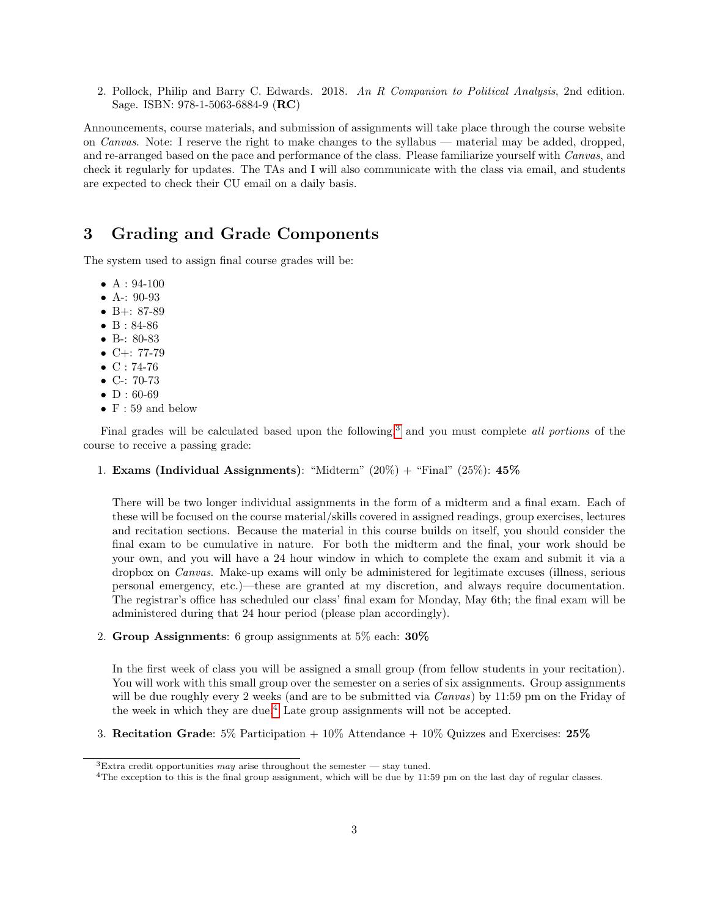2. Pollock, Philip and Barry C. Edwards. 2018. *An R Companion to Political Analysis*, 2nd edition. Sage. ISBN: 978-1-5063-6884-9 (**RC**)

Announcements, course materials, and submission of assignments will take place through the course website on *Canvas*. Note: I reserve the right to make changes to the syllabus — material may be added, dropped, and re-arranged based on the pace and performance of the class. Please familiarize yourself with *Canvas*, and check it regularly for updates. The TAs and I will also communicate with the class via email, and students are expected to check their CU email on a daily basis.

# 3 Grading and Grade Components

The system used to assign final course grades will be:

- A : 94-100
- A-: 90-93
- B+: 87-89
- B : 84-86
- B-: 80-83
- C+: 77-79
- C : 74-76
- C-: 70-73
- D : 60-69
- F : 59 and below

Final grades will be calculated based upon the following[3] and you must complete *all portions* of the course to receive a passing grade:

1. **Exams (Individual Assignments)**: "Midterm" (20%) + "Final" (25%): **45%**

   There will be two longer individual assignments in the form of a midterm and a final exam. Each of these will be focused on the course material/skills covered in assigned readings, group exercises, lectures and recitation sections. Because the material in this course builds on itself, you should consider the final exam to be cumulative in nature. For both the midterm and the final, your work should be your own, and you will have a 24 hour window in which to complete the exam and submit it via a dropbox on *Canvas*. Make-up exams will only be administered for legitimate excuses (illness, serious personal emergency, etc.)—these are granted at my discretion, and always require documentation. The registrar's office has scheduled our class' final exam for Monday, May 6th; the final exam will be administered during that 24 hour period (please plan accordingly).

2. **Group Assignments**: 6 group assignments at 5% each: **30%**

   In the first week of class you will be assigned a small group (from fellow students in your recitation). You will work with this small group over the semester on a series of six assignments. Group assignments will be due roughly every 2 weeks (and are to be submitted via *Canvas*) by 11:59 pm on the Friday of the week in which they are due.[4] Late group assignments will not be accepted.

3. **Recitation Grade**: 5% Participation + 10% Attendance + 10% Quizzes and Exercises: **25%**

[3] Extra credit opportunities *may* arise throughout the semester — stay tuned.

[4] The exception to this is the final group assignment, which will be due by 11:59 pm on the last day of regular classes.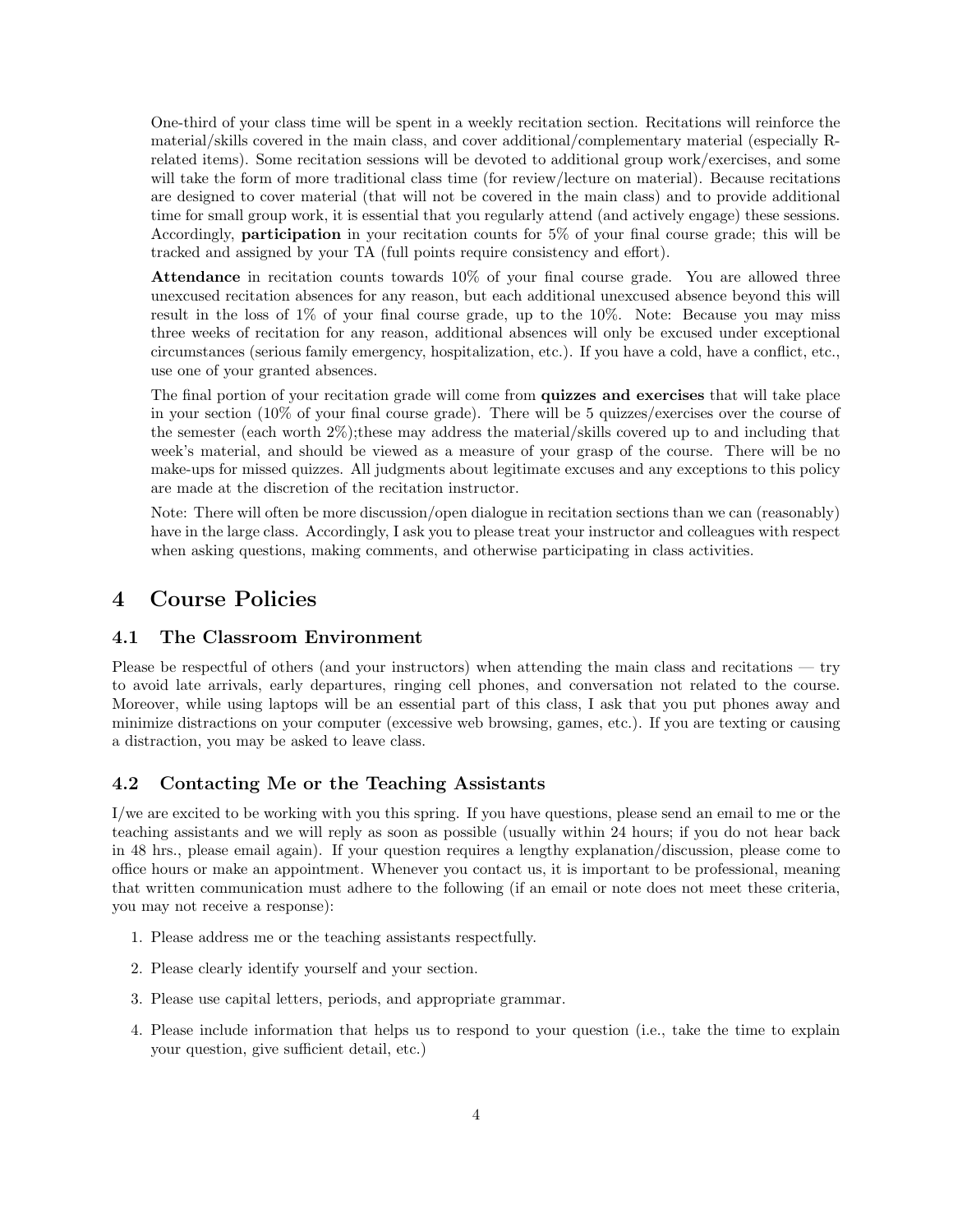One-third of your class time will be spent in a weekly recitation section. Recitations will reinforce the material/skills covered in the main class, and cover additional/complementary material (especially R-related items). Some recitation sessions will be devoted to additional group work/exercises, and some will take the form of more traditional class time (for review/lecture on material). Because recitations are designed to cover material (that will not be covered in the main class) and to provide additional time for small group work, it is essential that you regularly attend (and actively engage) these sessions. Accordingly, **participation** in your recitation counts for 5% of your final course grade; this will be tracked and assigned by your TA (full points require consistency and effort).

**Attendance** in recitation counts towards 10% of your final course grade. You are allowed three unexcused recitation absences for any reason, but each additional unexcused absence beyond this will result in the loss of 1% of your final course grade, up to the 10%. Note: Because you may miss three weeks of recitation for any reason, additional absences will only be excused under exceptional circumstances (serious family emergency, hospitalization, etc.). If you have a cold, have a conflict, etc., use one of your granted absences.

The final portion of your recitation grade will come from **quizzes and exercises** that will take place in your section (10% of your final course grade). There will be 5 quizzes/exercises over the course of the semester (each worth 2%);these may address the material/skills covered up to and including that week's material, and should be viewed as a measure of your grasp of the course. There will be no make-ups for missed quizzes. All judgments about legitimate excuses and any exceptions to this policy are made at the discretion of the recitation instructor.

Note: There will often be more discussion/open dialogue in recitation sections than we can (reasonably) have in the large class. Accordingly, I ask you to please treat your instructor and colleagues with respect when asking questions, making comments, and otherwise participating in class activities.

# 4 Course Policies

## 4.1 The Classroom Environment

Please be respectful of others (and your instructors) when attending the main class and recitations — try to avoid late arrivals, early departures, ringing cell phones, and conversation not related to the course. Moreover, while using laptops will be an essential part of this class, I ask that you put phones away and minimize distractions on your computer (excessive web browsing, games, etc.). If you are texting or causing a distraction, you may be asked to leave class.

## 4.2 Contacting Me or the Teaching Assistants

I/we are excited to be working with you this spring. If you have questions, please send an email to me or the teaching assistants and we will reply as soon as possible (usually within 24 hours; if you do not hear back in 48 hrs., please email again). If your question requires a lengthy explanation/discussion, please come to office hours or make an appointment. Whenever you contact us, it is important to be professional, meaning that written communication must adhere to the following (if an email or note does not meet these criteria, you may not receive a response):

1. Please address me or the teaching assistants respectfully.
2. Please clearly identify yourself and your section.
3. Please use capital letters, periods, and appropriate grammar.
4. Please include information that helps us to respond to your question (i.e., take the time to explain your question, give sufficient detail, etc.)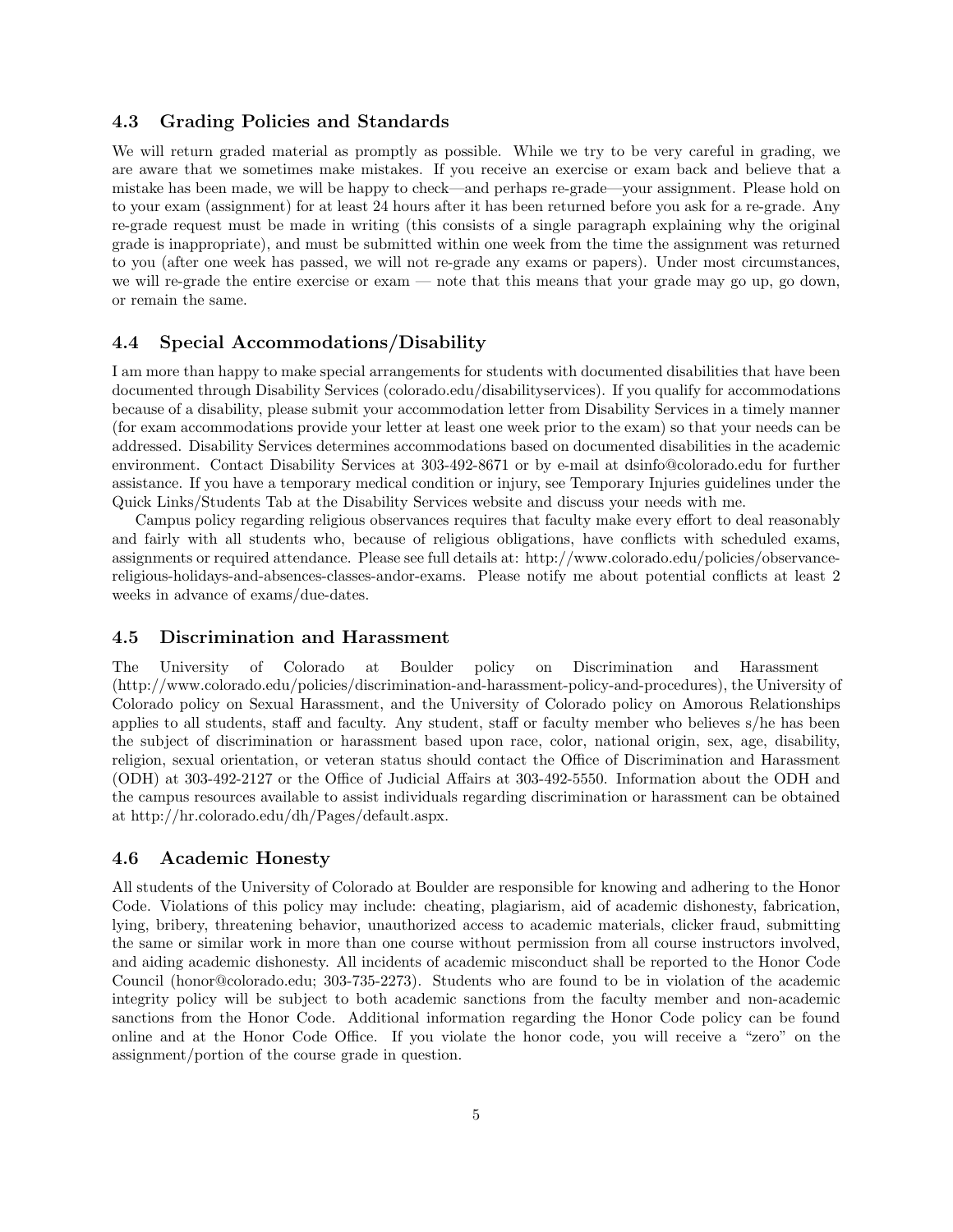### 4.3 Grading Policies and Standards

We will return graded material as promptly as possible. While we try to be very careful in grading, we are aware that we sometimes make mistakes. If you receive an exercise or exam back and believe that a mistake has been made, we will be happy to check—and perhaps re-grade—your assignment. Please hold on to your exam (assignment) for at least 24 hours after it has been returned before you ask for a re-grade. Any re-grade request must be made in writing (this consists of a single paragraph explaining why the original grade is inappropriate), and must be submitted within one week from the time the assignment was returned to you (after one week has passed, we will not re-grade any exams or papers). Under most circumstances, we will re-grade the entire exercise or exam — note that this means that your grade may go up, go down, or remain the same.

### 4.4 Special Accommodations/Disability

I am more than happy to make special arrangements for students with documented disabilities that have been documented through Disability Services (colorado.edu/disabilityservices). If you qualify for accommodations because of a disability, please submit your accommodation letter from Disability Services in a timely manner (for exam accommodations provide your letter at least one week prior to the exam) so that your needs can be addressed. Disability Services determines accommodations based on documented disabilities in the academic environment. Contact Disability Services at 303-492-8671 or by e-mail at dsinfo@colorado.edu for further assistance. If you have a temporary medical condition or injury, see Temporary Injuries guidelines under the Quick Links/Students Tab at the Disability Services website and discuss your needs with me.

Campus policy regarding religious observances requires that faculty make every effort to deal reasonably and fairly with all students who, because of religious obligations, have conflicts with scheduled exams, assignments or required attendance. Please see full details at: http://www.colorado.edu/policies/observance-religious-holidays-and-absences-classes-andor-exams. Please notify me about potential conflicts at least 2 weeks in advance of exams/due-dates.

### 4.5 Discrimination and Harassment

The University of Colorado at Boulder policy on Discrimination and Harassment (http://www.colorado.edu/policies/discrimination-and-harassment-policy-and-procedures), the University of Colorado policy on Sexual Harassment, and the University of Colorado policy on Amorous Relationships applies to all students, staff and faculty. Any student, staff or faculty member who believes s/he has been the subject of discrimination or harassment based upon race, color, national origin, sex, age, disability, religion, sexual orientation, or veteran status should contact the Office of Discrimination and Harassment (ODH) at 303-492-2127 or the Office of Judicial Affairs at 303-492-5550. Information about the ODH and the campus resources available to assist individuals regarding discrimination or harassment can be obtained at http://hr.colorado.edu/dh/Pages/default.aspx.

### 4.6 Academic Honesty

All students of the University of Colorado at Boulder are responsible for knowing and adhering to the Honor Code. Violations of this policy may include: cheating, plagiarism, aid of academic dishonesty, fabrication, lying, bribery, threatening behavior, unauthorized access to academic materials, clicker fraud, submitting the same or similar work in more than one course without permission from all course instructors involved, and aiding academic dishonesty. All incidents of academic misconduct shall be reported to the Honor Code Council (honor@colorado.edu; 303-735-2273). Students who are found to be in violation of the academic integrity policy will be subject to both academic sanctions from the faculty member and non-academic sanctions from the Honor Code. Additional information regarding the Honor Code policy can be found online and at the Honor Code Office. If you violate the honor code, you will receive a "zero" on the assignment/portion of the course grade in question.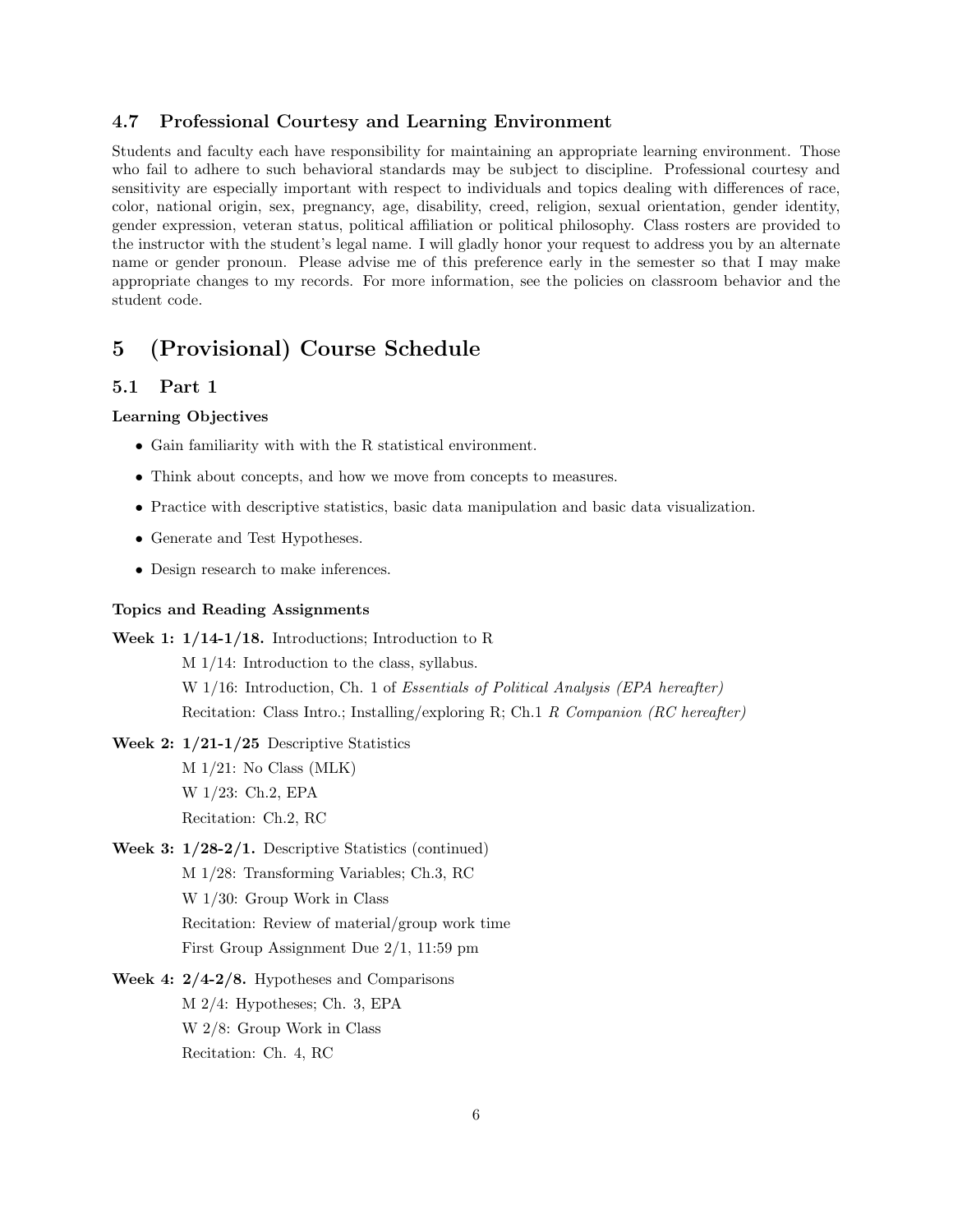### 4.7 Professional Courtesy and Learning Environment

Students and faculty each have responsibility for maintaining an appropriate learning environment. Those who fail to adhere to such behavioral standards may be subject to discipline. Professional courtesy and sensitivity are especially important with respect to individuals and topics dealing with differences of race, color, national origin, sex, pregnancy, age, disability, creed, religion, sexual orientation, gender identity, gender expression, veteran status, political affiliation or political philosophy. Class rosters are provided to the instructor with the student's legal name. I will gladly honor your request to address you by an alternate name or gender pronoun. Please advise me of this preference early in the semester so that I may make appropriate changes to my records. For more information, see the policies on classroom behavior and the student code.

## 5 (Provisional) Course Schedule

### 5.1 Part 1

**Learning Objectives**

- Gain familiarity with with the R statistical environment.
- Think about concepts, and how we move from concepts to measures.
- Practice with descriptive statistics, basic data manipulation and basic data visualization.
- Generate and Test Hypotheses.
- Design research to make inferences.

**Topics and Reading Assignments**

**Week 1: 1/14-1/18.** Introductions; Introduction to R

M 1/14: Introduction to the class, syllabus.

W 1/16: Introduction, Ch. 1 of *Essentials of Political Analysis (EPA hereafter)*

Recitation: Class Intro.; Installing/exploring R; Ch.1 *R Companion (RC hereafter)*

**Week 2: 1/21-1/25** Descriptive Statistics

M 1/21: No Class (MLK)

W 1/23: Ch.2, EPA

Recitation: Ch.2, RC

**Week 3: 1/28-2/1.** Descriptive Statistics (continued)

M 1/28: Transforming Variables; Ch.3, RC

W 1/30: Group Work in Class

Recitation: Review of material/group work time

First Group Assignment Due 2/1, 11:59 pm

**Week 4: 2/4-2/8.** Hypotheses and Comparisons

M 2/4: Hypotheses; Ch. 3, EPA

W 2/8: Group Work in Class

Recitation: Ch. 4, RC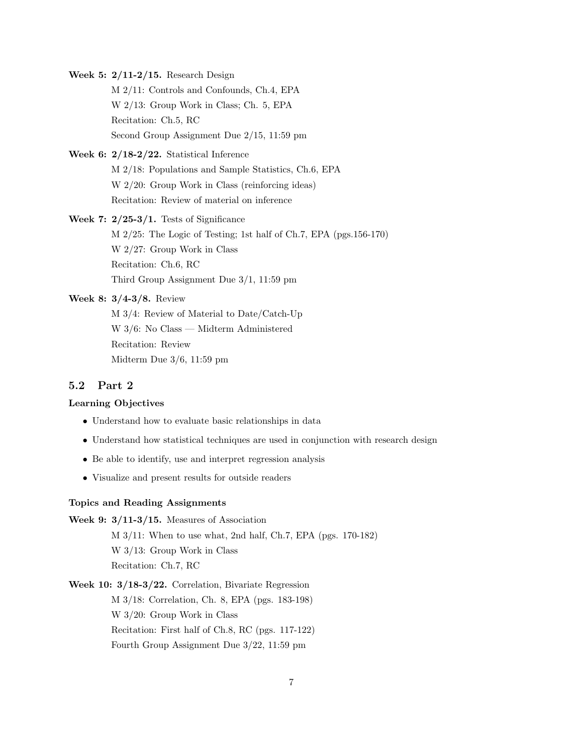**Week 5: 2/11-2/15.** Research Design

M 2/11: Controls and Confounds, Ch.4, EPA

W 2/13: Group Work in Class; Ch. 5, EPA

Recitation: Ch.5, RC

Second Group Assignment Due 2/15, 11:59 pm

**Week 6: 2/18-2/22.** Statistical Inference

M 2/18: Populations and Sample Statistics, Ch.6, EPA

W 2/20: Group Work in Class (reinforcing ideas)

Recitation: Review of material on inference

**Week 7: 2/25-3/1.** Tests of Significance

M 2/25: The Logic of Testing; 1st half of Ch.7, EPA (pgs.156-170)

W 2/27: Group Work in Class

Recitation: Ch.6, RC

Third Group Assignment Due 3/1, 11:59 pm

**Week 8: 3/4-3/8.** Review

M 3/4: Review of Material to Date/Catch-Up

W 3/6: No Class — Midterm Administered

Recitation: Review

Midterm Due 3/6, 11:59 pm

## 5.2 Part 2

**Learning Objectives**

- Understand how to evaluate basic relationships in data
- Understand how statistical techniques are used in conjunction with research design
- Be able to identify, use and interpret regression analysis
- Visualize and present results for outside readers

**Topics and Reading Assignments**

**Week 9: 3/11-3/15.** Measures of Association

M 3/11: When to use what, 2nd half, Ch.7, EPA (pgs. 170-182)

W 3/13: Group Work in Class

Recitation: Ch.7, RC

**Week 10: 3/18-3/22.** Correlation, Bivariate Regression

M 3/18: Correlation, Ch. 8, EPA (pgs. 183-198)

W 3/20: Group Work in Class

Recitation: First half of Ch.8, RC (pgs. 117-122)

Fourth Group Assignment Due 3/22, 11:59 pm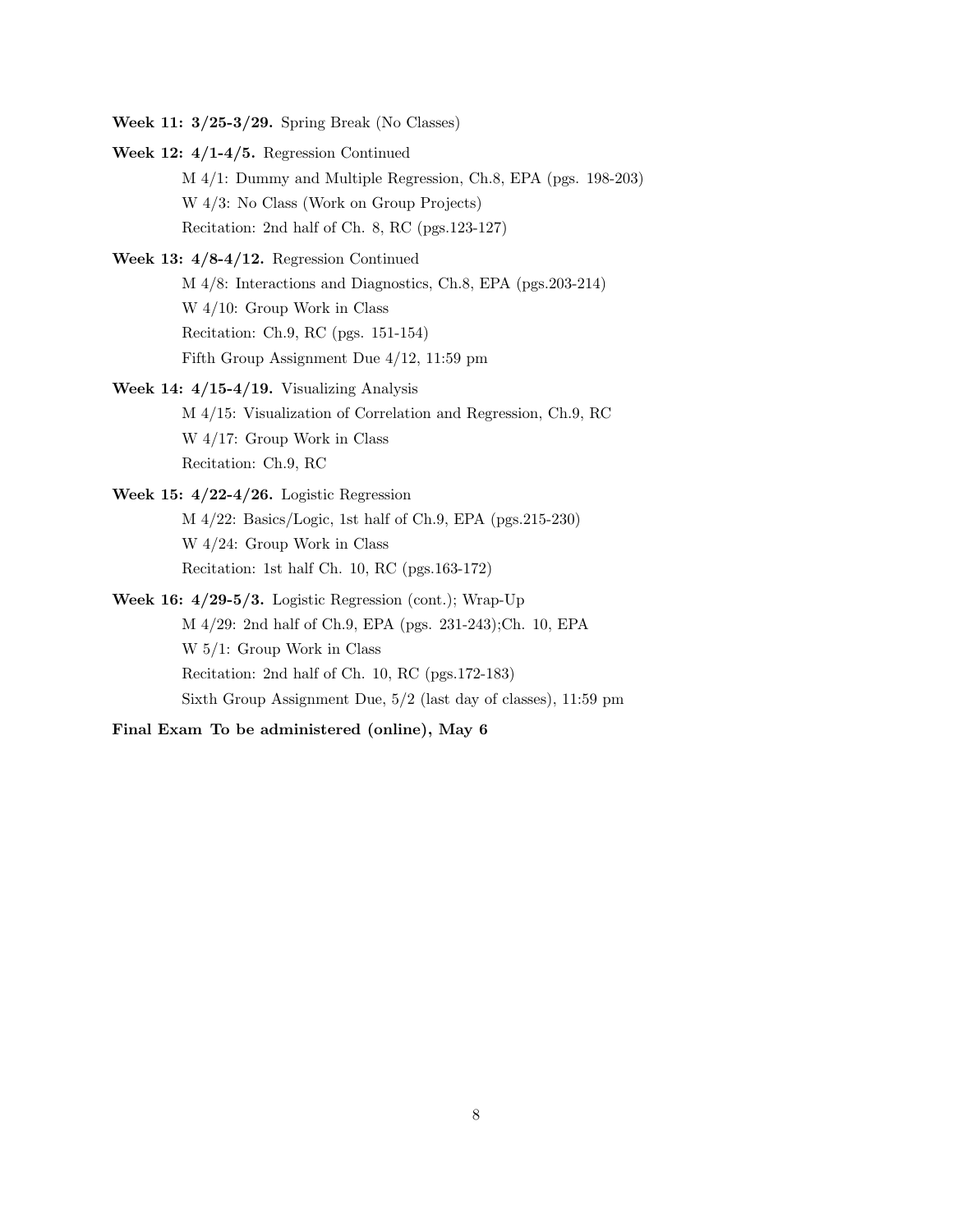**Week 11: 3/25-3/29.** Spring Break (No Classes)

**Week 12: 4/1-4/5.** Regression Continued

M 4/1: Dummy and Multiple Regression, Ch.8, EPA (pgs. 198-203)

W 4/3: No Class (Work on Group Projects)

Recitation: 2nd half of Ch. 8, RC (pgs.123-127)

**Week 13: 4/8-4/12.** Regression Continued

M 4/8: Interactions and Diagnostics, Ch.8, EPA (pgs.203-214)

W 4/10: Group Work in Class

Recitation: Ch.9, RC (pgs. 151-154)

Fifth Group Assignment Due 4/12, 11:59 pm

**Week 14: 4/15-4/19.** Visualizing Analysis

M 4/15: Visualization of Correlation and Regression, Ch.9, RC

W 4/17: Group Work in Class

Recitation: Ch.9, RC

**Week 15: 4/22-4/26.** Logistic Regression

M 4/22: Basics/Logic, 1st half of Ch.9, EPA (pgs.215-230)

W 4/24: Group Work in Class

Recitation: 1st half Ch. 10, RC (pgs.163-172)

**Week 16: 4/29-5/3.** Logistic Regression (cont.); Wrap-Up

M 4/29: 2nd half of Ch.9, EPA (pgs. 231-243);Ch. 10, EPA

W 5/1: Group Work in Class

Recitation: 2nd half of Ch. 10, RC (pgs.172-183)

Sixth Group Assignment Due, 5/2 (last day of classes), 11:59 pm

**Final Exam To be administered (online), May 6**